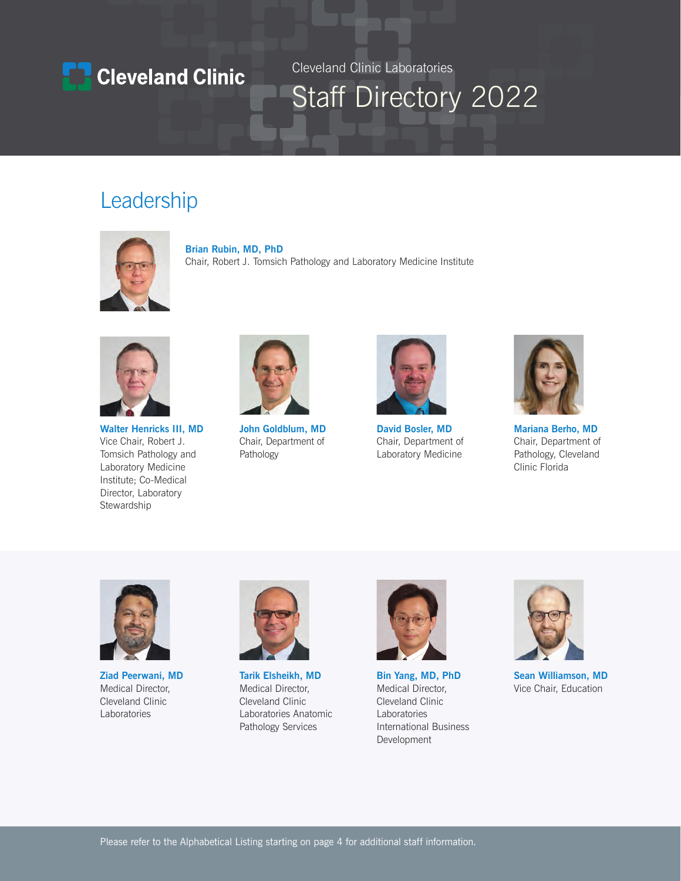Cleveland Clinic

Cleveland Clinic Laboratories

# Staff Directory 2022

## Leadership

**Brian Rubin, MD, PhD**
Chair, Robert J. Tomsich Pathology and Laboratory Medicine Institute

**Walter Henricks III, MD**
Vice Chair, Robert J. Tomsich Pathology and Laboratory Medicine Institute; Co-Medical Director, Laboratory Stewardship

**John Goldblum, MD**
Chair, Department of Pathology

**David Bosler, MD**
Chair, Department of Laboratory Medicine

**Mariana Berho, MD**
Chair, Department of Pathology, Cleveland Clinic Florida

**Ziad Peerwani, MD**
Medical Director, Cleveland Clinic Laboratories

**Tarik Elsheikh, MD**
Medical Director, Cleveland Clinic Laboratories Anatomic Pathology Services

**Bin Yang, MD, PhD**
Medical Director, Cleveland Clinic Laboratories International Business Development

**Sean Williamson, MD**
Vice Chair, Education

Please refer to the Alphabetical Listing starting on page 4 for additional staff information.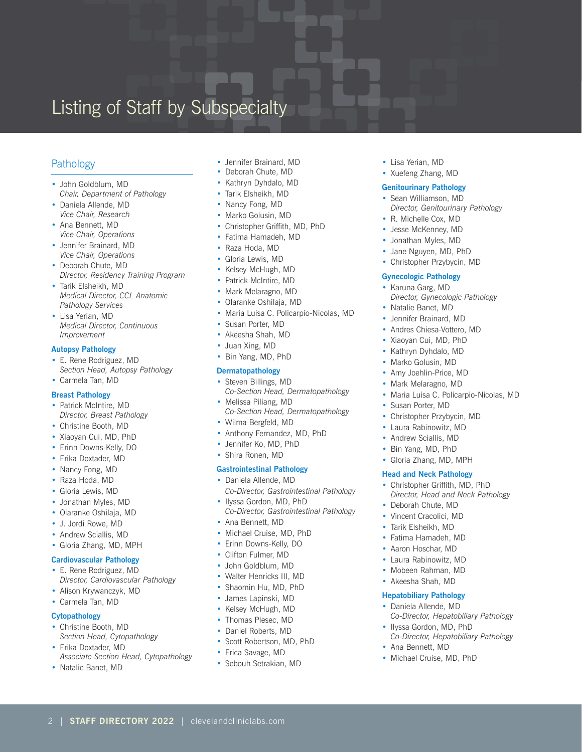# Listing of Staff by Subspecialty

## Pathology

- John Goldblum, MD
  *Chair, Department of Pathology*
- Daniela Allende, MD
  *Vice Chair, Research*
- Ana Bennett, MD
  *Vice Chair, Operations*
- Jennifer Brainard, MD
  *Vice Chair, Operations*
- Deborah Chute, MD
  *Director, Residency Training Program*
- Tarik Elsheikh, MD
  *Medical Director, CCL Anatomic Pathology Services*
- Lisa Yerian, MD
  *Medical Director, Continuous Improvement*

### Autopsy Pathology

- E. Rene Rodriguez, MD
  *Section Head, Autopsy Pathology*
- Carmela Tan, MD

### Breast Pathology

- Patrick McIntire, MD
  *Director, Breast Pathology*
- Christine Booth, MD
- Xiaoyan Cui, MD, PhD
- Erinn Downs-Kelly, DO
- Erika Doxtader, MD
- Nancy Fong, MD
- Raza Hoda, MD
- Gloria Lewis, MD
- Jonathan Myles, MD
- Olaranke Oshilaja, MD
- J. Jordi Rowe, MD
- Andrew Sciallis, MD
- Gloria Zhang, MD, MPH

### Cardiovascular Pathology

- E. Rene Rodriguez, MD
  *Director, Cardiovascular Pathology*
- Alison Krywanczyk, MD
- Carmela Tan, MD

### Cytopathology

- Christine Booth, MD
  *Section Head, Cytopathology*
- Erika Doxtader, MD
  *Associate Section Head, Cytopathology*
- Natalie Banet, MD
- Jennifer Brainard, MD
- Deborah Chute, MD
- Kathryn Dyhdalo, MD
- Tarik Elsheikh, MD
- Nancy Fong, MD
- Marko Golusin, MD
- Christopher Griffith, MD, PhD
- Fatima Hamadeh, MD
- Raza Hoda, MD
- Gloria Lewis, MD
- Kelsey McHugh, MD
- Patrick McIntire, MD
- Mark Melaragno, MD
- Olaranke Oshilaja, MD
- Maria Luisa C. Policarpio-Nicolas, MD
- Susan Porter, MD
- Akeesha Shah, MD
- Juan Xing, MD
- Bin Yang, MD, PhD

### Dermatopathology

- Steven Billings, MD
  *Co-Section Head, Dermatopathology*
- Melissa Piliang, MD
  *Co-Section Head, Dermatopathology*
- Wilma Bergfeld, MD
- Anthony Fernandez, MD, PhD
- Jennifer Ko, MD, PhD
- Shira Ronen, MD

### Gastrointestinal Pathology

- Daniela Allende, MD
  *Co-Director, Gastrointestinal Pathology*
- Ilyssa Gordon, MD, PhD
  *Co-Director, Gastrointestinal Pathology*
- Ana Bennett, MD
- Michael Cruise, MD, PhD
- Erinn Downs-Kelly, DO
- Clifton Fulmer, MD
- John Goldblum, MD
- Walter Henricks III, MD
- Shaomin Hu, MD, PhD
- James Lapinski, MD
- Kelsey McHugh, MD
- Thomas Plesec, MD
- Daniel Roberts, MD
- Scott Robertson, MD, PhD
- Erica Savage, MD
- Sebouh Setrakian, MD
- Lisa Yerian, MD
- Xuefeng Zhang, MD

### Genitourinary Pathology

- Sean Williamson, MD
  *Director, Genitourinary Pathology*
- R. Michelle Cox, MD
- Jesse McKenney, MD
- Jonathan Myles, MD
- Jane Nguyen, MD, PhD
- Christopher Przybycin, MD

### Gynecologic Pathology

- Karuna Garg, MD
  *Director, Gynecologic Pathology*
- Natalie Banet, MD
- Jennifer Brainard, MD
- Andres Chiesa-Vottero, MD
- Xiaoyan Cui, MD, PhD
- Kathryn Dyhdalo, MD
- Marko Golusin, MD
- Amy Joehlin-Price, MD
- Mark Melaragno, MD
- Maria Luisa C. Policarpio-Nicolas, MD
- Susan Porter, MD
- Christopher Przybycin, MD
- Laura Rabinowitz, MD
- Andrew Sciallis, MD
- Bin Yang, MD, PhD
- Gloria Zhang, MD, MPH

### Head and Neck Pathology

- Christopher Griffith, MD, PhD
  *Director, Head and Neck Pathology*
- Deborah Chute, MD
- Vincent Cracolici, MD
- Tarik Elsheikh, MD
- Fatima Hamadeh, MD
- Aaron Hoschar, MD
- Laura Rabinowitz, MD
- Mobeen Rahman, MD
- Akeesha Shah, MD

### Hepatobiliary Pathology

- Daniela Allende, MD
  *Co-Director, Hepatobiliary Pathology*
- Ilyssa Gordon, MD, PhD
  *Co-Director, Hepatobiliary Pathology*
- Ana Bennett, MD
- Michael Cruise, MD, PhD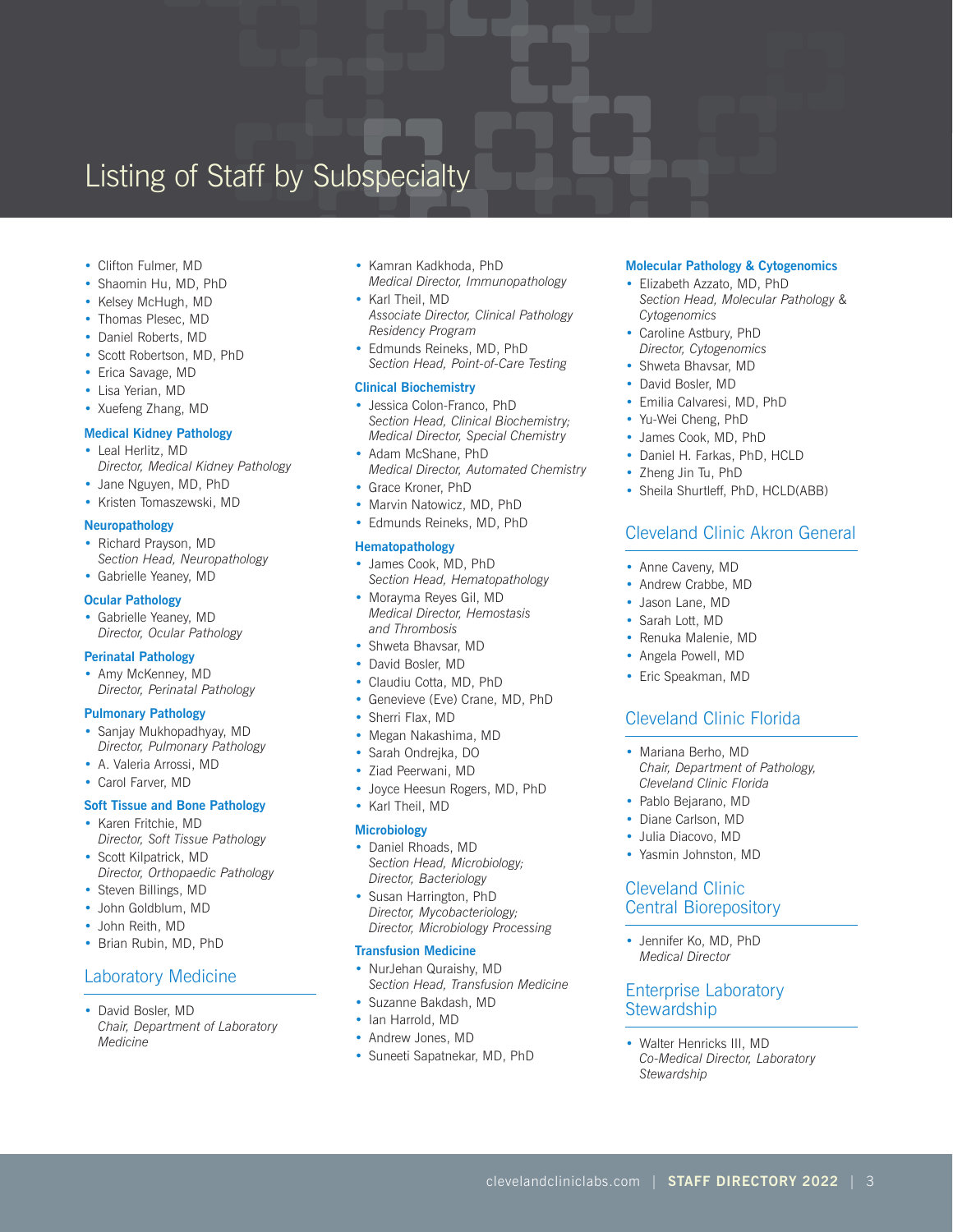# Listing of Staff by Subspecialty

- Clifton Fulmer, MD
- Shaomin Hu, MD, PhD
- Kelsey McHugh, MD
- Thomas Plesec, MD
- Daniel Roberts, MD
- Scott Robertson, MD, PhD
- Erica Savage, MD
- Lisa Yerian, MD
- Xuefeng Zhang, MD

### Medical Kidney Pathology

- Leal Herlitz, MD
  *Director, Medical Kidney Pathology*
- Jane Nguyen, MD, PhD
- Kristen Tomaszewski, MD

### Neuropathology

- Richard Prayson, MD
  *Section Head, Neuropathology*
- Gabrielle Yeaney, MD

### Ocular Pathology

- Gabrielle Yeaney, MD
  *Director, Ocular Pathology*

### Perinatal Pathology

- Amy McKenney, MD
  *Director, Perinatal Pathology*

### Pulmonary Pathology

- Sanjay Mukhopadhyay, MD
  *Director, Pulmonary Pathology*
- A. Valeria Arrossi, MD
- Carol Farver, MD

### Soft Tissue and Bone Pathology

- Karen Fritchie, MD
  *Director, Soft Tissue Pathology*
- Scott Kilpatrick, MD
  *Director, Orthopaedic Pathology*
- Steven Billings, MD
- John Goldblum, MD
- John Reith, MD
- Brian Rubin, MD, PhD

## Laboratory Medicine

- David Bosler, MD
  *Chair, Department of Laboratory Medicine*
- Kamran Kadkhoda, PhD
  *Medical Director, Immunopathology*
- Karl Theil, MD
  *Associate Director, Clinical Pathology Residency Program*
- Edmunds Reineks, MD, PhD
  *Section Head, Point-of-Care Testing*

### Clinical Biochemistry

- Jessica Colon-Franco, PhD
  *Section Head, Clinical Biochemistry; Medical Director, Special Chemistry*
- Adam McShane, PhD
  *Medical Director, Automated Chemistry*
- Grace Kroner, PhD
- Marvin Natowicz, MD, PhD
- Edmunds Reineks, MD, PhD

### Hematopathology

- James Cook, MD, PhD
  *Section Head, Hematopathology*
- Morayma Reyes Gil, MD
  *Medical Director, Hemostasis and Thrombosis*
- Shweta Bhavsar, MD
- David Bosler, MD
- Claudiu Cotta, MD, PhD
- Genevieve (Eve) Crane, MD, PhD
- Sherri Flax, MD
- Megan Nakashima, MD
- Sarah Ondrejka, DO
- Ziad Peerwani, MD
- Joyce Heesun Rogers, MD, PhD
- Karl Theil, MD

### Microbiology

- Daniel Rhoads, MD
  *Section Head, Microbiology; Director, Bacteriology*
- Susan Harrington, PhD
  *Director, Mycobacteriology; Director, Microbiology Processing*

### Transfusion Medicine

- NurJehan Quraishy, MD
  *Section Head, Transfusion Medicine*
- Suzanne Bakdash, MD
- Ian Harrold, MD
- Andrew Jones, MD
- Suneeti Sapatnekar, MD, PhD

### Molecular Pathology & Cytogenomics

- Elizabeth Azzato, MD, PhD
  *Section Head, Molecular Pathology & Cytogenomics*
- Caroline Astbury, PhD
  *Director, Cytogenomics*
- Shweta Bhavsar, MD
- David Bosler, MD
- Emilia Calvaresi, MD, PhD
- Yu-Wei Cheng, PhD
- James Cook, MD, PhD
- Daniel H. Farkas, PhD, HCLD
- Zheng Jin Tu, PhD
- Sheila Shurtleff, PhD, HCLD(ABB)

## Cleveland Clinic Akron General

- Anne Caveny, MD
- Andrew Crabbe, MD
- Jason Lane, MD
- Sarah Lott, MD
- Renuka Malenie, MD
- Angela Powell, MD
- Eric Speakman, MD

## Cleveland Clinic Florida

- Mariana Berho, MD
  *Chair, Department of Pathology, Cleveland Clinic Florida*
- Pablo Bejarano, MD
- Diane Carlson, MD
- Julia Diacovo, MD
- Yasmin Johnston, MD

## Cleveland Clinic Central Biorepository

- Jennifer Ko, MD, PhD
  *Medical Director*

## Enterprise Laboratory Stewardship

- Walter Henricks III, MD
  *Co-Medical Director, Laboratory Stewardship*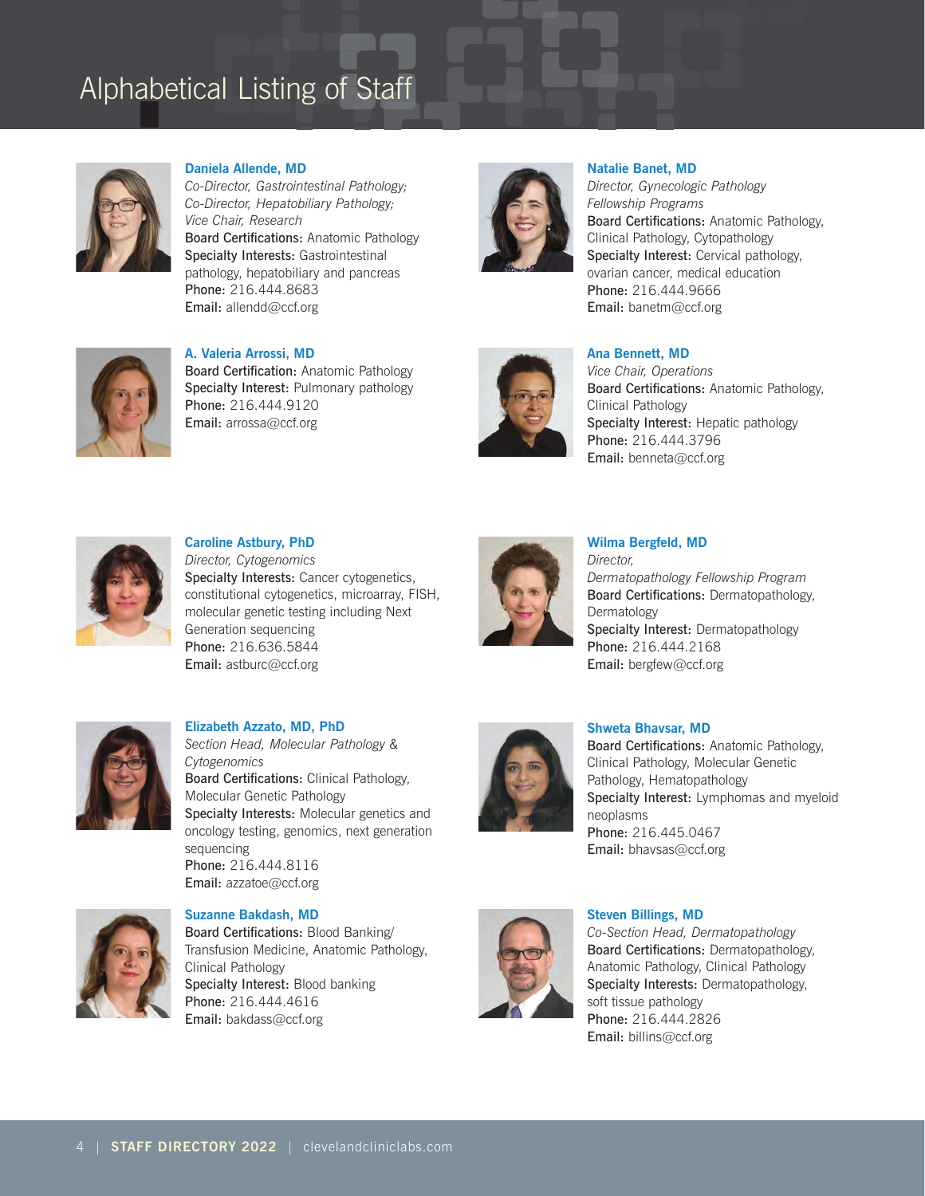# Alphabetical Listing of Staff

**Daniela Allende, MD**
*Co-Director, Gastrointestinal Pathology;*
*Co-Director, Hepatobiliary Pathology;*
*Vice Chair, Research*
**Board Certifications:** Anatomic Pathology
**Specialty Interests:** Gastrointestinal pathology, hepatobiliary and pancreas
**Phone:** 216.444.8683
**Email:** allendd@ccf.org

**A. Valeria Arrossi, MD**
**Board Certification:** Anatomic Pathology
**Specialty Interest:** Pulmonary pathology
**Phone:** 216.444.9120
**Email:** arrossa@ccf.org

**Caroline Astbury, PhD**
*Director, Cytogenomics*
**Specialty Interests:** Cancer cytogenetics, constitutional cytogenetics, microarray, FISH, molecular genetic testing including Next Generation sequencing
**Phone:** 216.636.5844
**Email:** astburc@ccf.org

**Elizabeth Azzato, MD, PhD**
*Section Head, Molecular Pathology & Cytogenomics*
**Board Certifications:** Clinical Pathology, Molecular Genetic Pathology
**Specialty Interests:** Molecular genetics and oncology testing, genomics, next generation sequencing
**Phone:** 216.444.8116
**Email:** azzatoe@ccf.org

**Suzanne Bakdash, MD**
**Board Certifications:** Blood Banking/Transfusion Medicine, Anatomic Pathology, Clinical Pathology
**Specialty Interest:** Blood banking
**Phone:** 216.444.4616
**Email:** bakdass@ccf.org

**Natalie Banet, MD**
*Director, Gynecologic Pathology Fellowship Programs*
**Board Certifications:** Anatomic Pathology, Clinical Pathology, Cytopathology
**Specialty Interest:** Cervical pathology, ovarian cancer, medical education
**Phone:** 216.444.9666
**Email:** banetm@ccf.org

**Ana Bennett, MD**
*Vice Chair, Operations*
**Board Certifications:** Anatomic Pathology, Clinical Pathology
**Specialty Interest:** Hepatic pathology
**Phone:** 216.444.3796
**Email:** benneta@ccf.org

**Wilma Bergfeld, MD**
*Director, Dermatopathology Fellowship Program*
**Board Certifications:** Dermatopathology, Dermatology
**Specialty Interest:** Dermatopathology
**Phone:** 216.444.2168
**Email:** bergfew@ccf.org

**Shweta Bhavsar, MD**
**Board Certifications:** Anatomic Pathology, Clinical Pathology, Molecular Genetic Pathology, Hematopathology
**Specialty Interest:** Lymphomas and myeloid neoplasms
**Phone:** 216.445.0467
**Email:** bhavsas@ccf.org

**Steven Billings, MD**
*Co-Section Head, Dermatopathology*
**Board Certifications:** Dermatopathology, Anatomic Pathology, Clinical Pathology
**Specialty Interests:** Dermatopathology, soft tissue pathology
**Phone:** 216.444.2826
**Email:** billins@ccf.org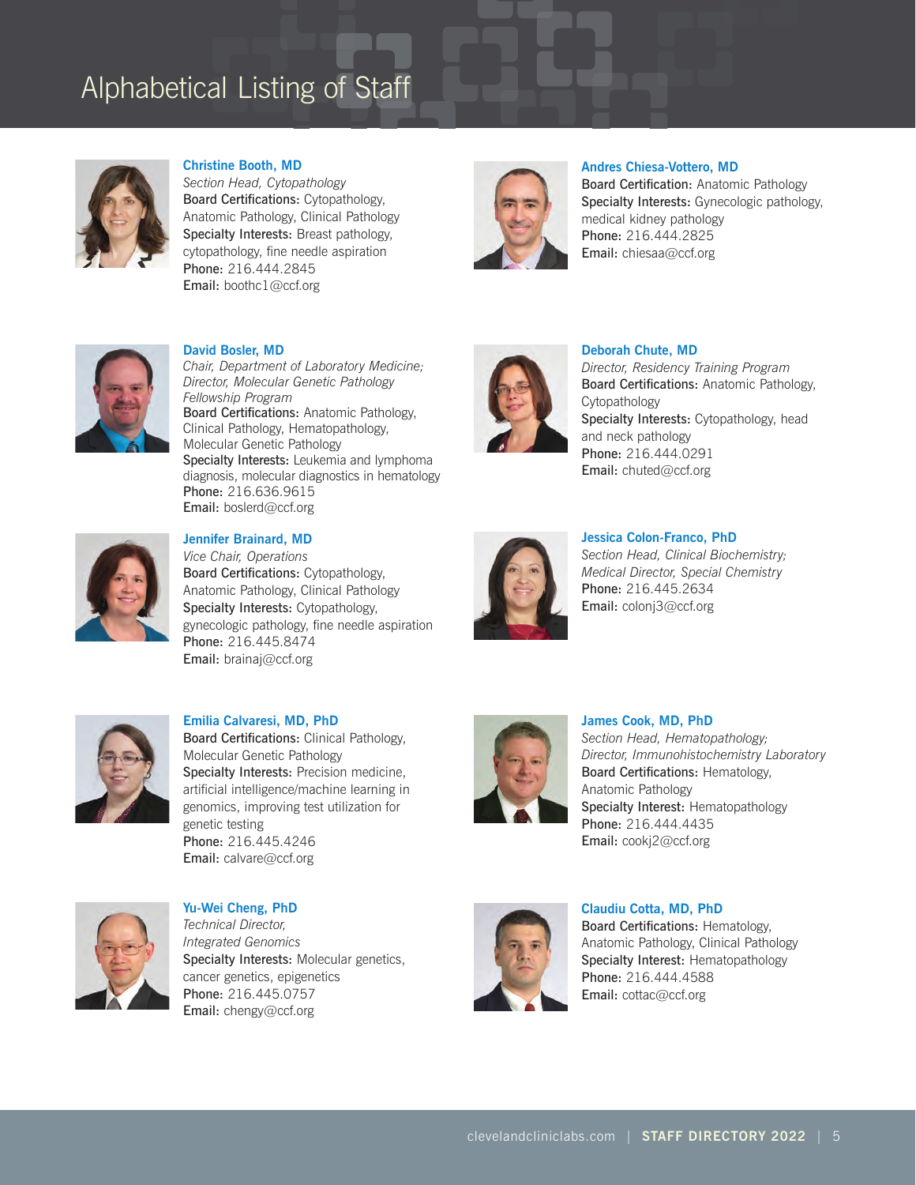# Alphabetical Listing of Staff

**Christine Booth, MD**
*Section Head, Cytopathology*
**Board Certifications:** Cytopathology, Anatomic Pathology, Clinical Pathology
**Specialty Interests:** Breast pathology, cytopathology, fine needle aspiration
**Phone:** 216.444.2845
**Email:** boothc1@ccf.org

**David Bosler, MD**
*Chair, Department of Laboratory Medicine; Director, Molecular Genetic Pathology Fellowship Program*
**Board Certifications:** Anatomic Pathology, Clinical Pathology, Hematopathology, Molecular Genetic Pathology
**Specialty Interests:** Leukemia and lymphoma diagnosis, molecular diagnostics in hematology
**Phone:** 216.636.9615
**Email:** boslerd@ccf.org

**Jennifer Brainard, MD**
*Vice Chair, Operations*
**Board Certifications:** Cytopathology, Anatomic Pathology, Clinical Pathology
**Specialty Interests:** Cytopathology, gynecologic pathology, fine needle aspiration
**Phone:** 216.445.8474
**Email:** brainaj@ccf.org

**Emilia Calvaresi, MD, PhD**
**Board Certifications:** Clinical Pathology, Molecular Genetic Pathology
**Specialty Interests:** Precision medicine, artificial intelligence/machine learning in genomics, improving test utilization for genetic testing
**Phone:** 216.445.4246
**Email:** calvare@ccf.org

**Yu-Wei Cheng, PhD**
*Technical Director, Integrated Genomics*
**Specialty Interests:** Molecular genetics, cancer genetics, epigenetics
**Phone:** 216.445.0757
**Email:** chengy@ccf.org

**Andres Chiesa-Vottero, MD**
**Board Certification:** Anatomic Pathology
**Specialty Interests:** Gynecologic pathology, medical kidney pathology
**Phone:** 216.444.2825
**Email:** chiesaa@ccf.org

**Deborah Chute, MD**
*Director, Residency Training Program*
**Board Certifications:** Anatomic Pathology, Cytopathology
**Specialty Interests:** Cytopathology, head and neck pathology
**Phone:** 216.444.0291
**Email:** chuted@ccf.org

**Jessica Colon-Franco, PhD**
*Section Head, Clinical Biochemistry; Medical Director, Special Chemistry*
**Phone:** 216.445.2634
**Email:** colonj3@ccf.org

**James Cook, MD, PhD**
*Section Head, Hematopathology; Director, Immunohistochemistry Laboratory*
**Board Certifications:** Hematology, Anatomic Pathology
**Specialty Interest:** Hematopathology
**Phone:** 216.444.4435
**Email:** cookj2@ccf.org

**Claudiu Cotta, MD, PhD**
**Board Certifications:** Hematology, Anatomic Pathology, Clinical Pathology
**Specialty Interest:** Hematopathology
**Phone:** 216.444.4588
**Email:** cottac@ccf.org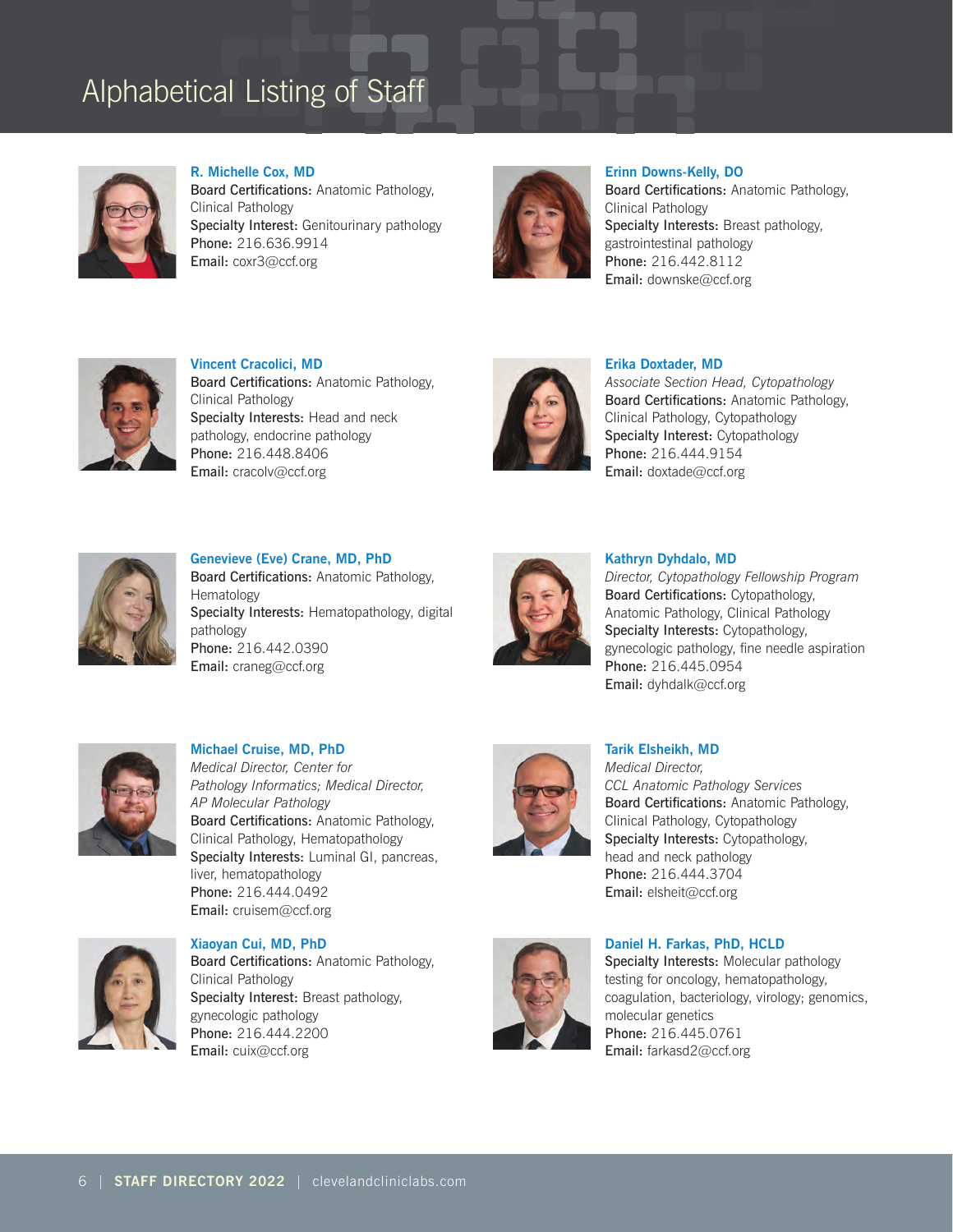# Alphabetical Listing of Staff

### R. Michelle Cox, MD
**Board Certifications:** Anatomic Pathology, Clinical Pathology
**Specialty Interest:** Genitourinary pathology
**Phone:** 216.636.9914
**Email:** coxr3@ccf.org

### Vincent Cracolici, MD
**Board Certifications:** Anatomic Pathology, Clinical Pathology
**Specialty Interests:** Head and neck pathology, endocrine pathology
**Phone:** 216.448.8406
**Email:** cracolv@ccf.org

### Genevieve (Eve) Crane, MD, PhD
**Board Certifications:** Anatomic Pathology, Hematology
**Specialty Interests:** Hematopathology, digital pathology
**Phone:** 216.442.0390
**Email:** craneg@ccf.org

### Michael Cruise, MD, PhD
*Medical Director, Center for Pathology Informatics; Medical Director, AP Molecular Pathology*
**Board Certifications:** Anatomic Pathology, Clinical Pathology, Hematopathology
**Specialty Interests:** Luminal GI, pancreas, liver, hematopathology
**Phone:** 216.444.0492
**Email:** cruisem@ccf.org

### Xiaoyan Cui, MD, PhD
**Board Certifications:** Anatomic Pathology, Clinical Pathology
**Specialty Interest:** Breast pathology, gynecologic pathology
**Phone:** 216.444.2200
**Email:** cuix@ccf.org

### Erinn Downs-Kelly, DO
**Board Certifications:** Anatomic Pathology, Clinical Pathology
**Specialty Interests:** Breast pathology, gastrointestinal pathology
**Phone:** 216.442.8112
**Email:** downske@ccf.org

### Erika Doxtader, MD
*Associate Section Head, Cytopathology*
**Board Certifications:** Anatomic Pathology, Clinical Pathology, Cytopathology
**Specialty Interest:** Cytopathology
**Phone:** 216.444.9154
**Email:** doxtade@ccf.org

### Kathryn Dyhdalo, MD
*Director, Cytopathology Fellowship Program*
**Board Certifications:** Cytopathology, Anatomic Pathology, Clinical Pathology
**Specialty Interests:** Cytopathology, gynecologic pathology, fine needle aspiration
**Phone:** 216.445.0954
**Email:** dyhdalk@ccf.org

### Tarik Elsheikh, MD
*Medical Director, CCL Anatomic Pathology Services*
**Board Certifications:** Anatomic Pathology, Clinical Pathology, Cytopathology
**Specialty Interests:** Cytopathology, head and neck pathology
**Phone:** 216.444.3704
**Email:** elsheit@ccf.org

### Daniel H. Farkas, PhD, HCLD
**Specialty Interests:** Molecular pathology testing for oncology, hematopathology, coagulation, bacteriology, virology; genomics, molecular genetics
**Phone:** 216.445.0761
**Email:** farkasd2@ccf.org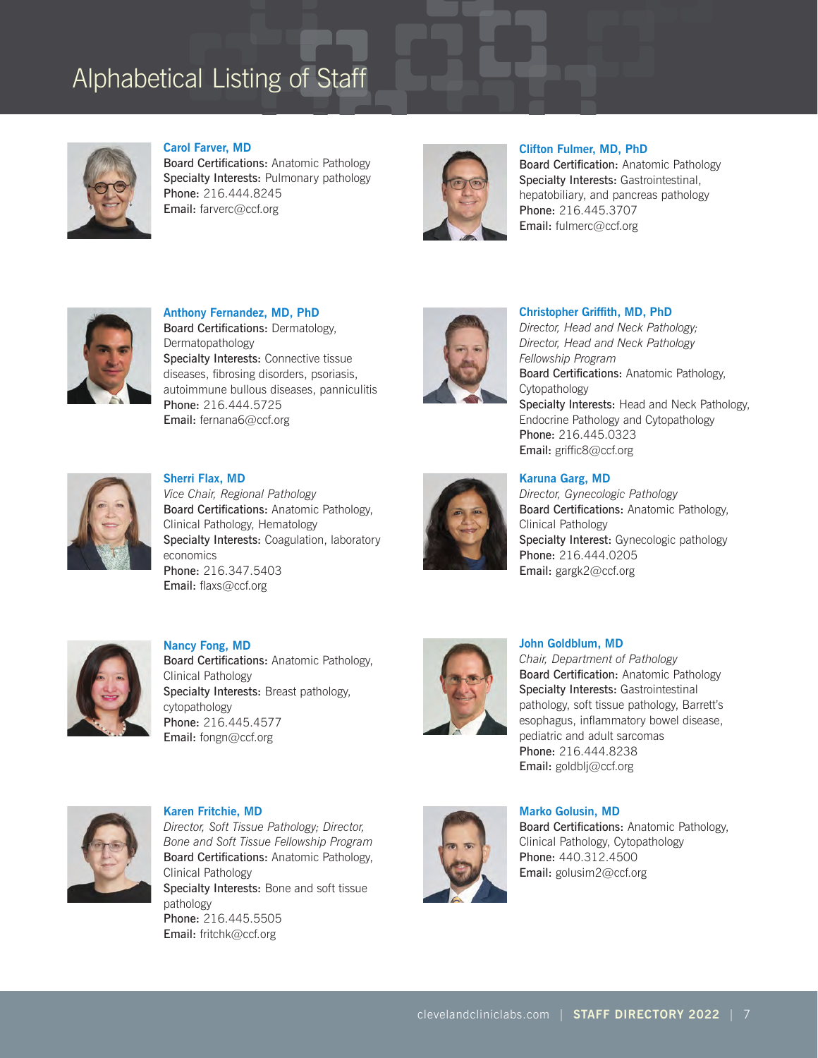# Alphabetical Listing of Staff

**Carol Farver, MD**
**Board Certifications:** Anatomic Pathology
**Specialty Interests:** Pulmonary pathology
**Phone:** 216.444.8245
**Email:** farverc@ccf.org

**Anthony Fernandez, MD, PhD**
**Board Certifications:** Dermatology, Dermatopathology
**Specialty Interests:** Connective tissue diseases, fibrosing disorders, psoriasis, autoimmune bullous diseases, panniculitis
**Phone:** 216.444.5725
**Email:** fernana6@ccf.org

**Sherri Flax, MD**
*Vice Chair, Regional Pathology*
**Board Certifications:** Anatomic Pathology, Clinical Pathology, Hematology
**Specialty Interests:** Coagulation, laboratory economics
**Phone:** 216.347.5403
**Email:** flaxs@ccf.org

**Nancy Fong, MD**
**Board Certifications:** Anatomic Pathology, Clinical Pathology
**Specialty Interests:** Breast pathology, cytopathology
**Phone:** 216.445.4577
**Email:** fongn@ccf.org

**Karen Fritchie, MD**
*Director, Soft Tissue Pathology; Director, Bone and Soft Tissue Fellowship Program*
**Board Certifications:** Anatomic Pathology, Clinical Pathology
**Specialty Interests:** Bone and soft tissue pathology
**Phone:** 216.445.5505
**Email:** fritchk@ccf.org

**Clifton Fulmer, MD, PhD**
**Board Certification:** Anatomic Pathology
**Specialty Interests:** Gastrointestinal, hepatobiliary, and pancreas pathology
**Phone:** 216.445.3707
**Email:** fulmerc@ccf.org

**Christopher Griffith, MD, PhD**
*Director, Head and Neck Pathology; Director, Head and Neck Pathology Fellowship Program*
**Board Certifications:** Anatomic Pathology, Cytopathology
**Specialty Interests:** Head and Neck Pathology, Endocrine Pathology and Cytopathology
**Phone:** 216.445.0323
**Email:** griffic8@ccf.org

**Karuna Garg, MD**
*Director, Gynecologic Pathology*
**Board Certifications:** Anatomic Pathology, Clinical Pathology
**Specialty Interest:** Gynecologic pathology
**Phone:** 216.444.0205
**Email:** gargk2@ccf.org

**John Goldblum, MD**
*Chair, Department of Pathology*
**Board Certification:** Anatomic Pathology
**Specialty Interests:** Gastrointestinal pathology, soft tissue pathology, Barrett's esophagus, inflammatory bowel disease, pediatric and adult sarcomas
**Phone:** 216.444.8238
**Email:** goldblj@ccf.org

**Marko Golusin, MD**
**Board Certifications:** Anatomic Pathology, Clinical Pathology, Cytopathology
**Phone:** 440.312.4500
**Email:** golusim2@ccf.org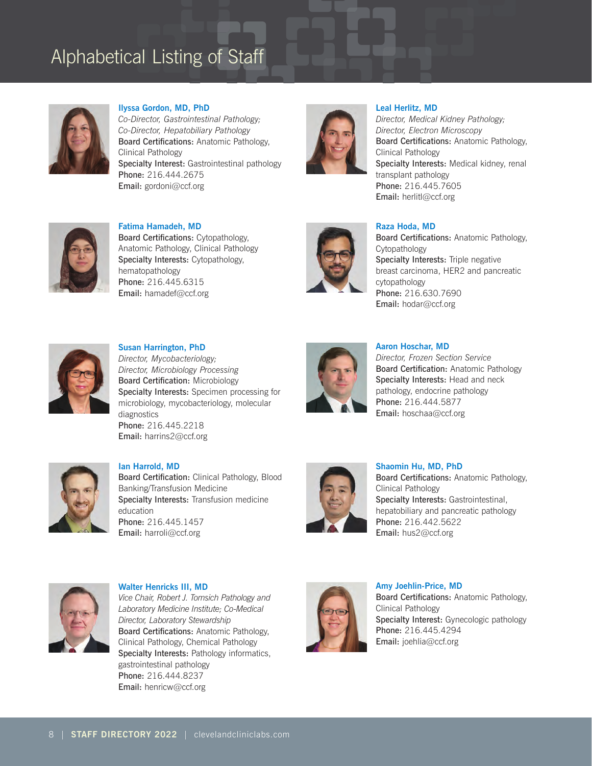# Alphabetical Listing of Staff

**Ilyssa Gordon, MD, PhD**
*Co-Director, Gastrointestinal Pathology;*
*Co-Director, Hepatobiliary Pathology*
**Board Certifications:** Anatomic Pathology, Clinical Pathology
**Specialty Interest:** Gastrointestinal pathology
**Phone:** 216.444.2675
**Email:** gordoni@ccf.org

**Leal Herlitz, MD**
*Director, Medical Kidney Pathology;*
*Director, Electron Microscopy*
**Board Certifications:** Anatomic Pathology, Clinical Pathology
**Specialty Interests:** Medical kidney, renal transplant pathology
**Phone:** 216.445.7605
**Email:** herlitl@ccf.org

**Fatima Hamadeh, MD**
**Board Certifications:** Cytopathology, Anatomic Pathology, Clinical Pathology
**Specialty Interests:** Cytopathology, hematopathology
**Phone:** 216.445.6315
**Email:** hamadef@ccf.org

**Raza Hoda, MD**
**Board Certifications:** Anatomic Pathology, Cytopathology
**Specialty Interests:** Triple negative breast carcinoma, HER2 and pancreatic cytopathology
**Phone:** 216.630.7690
**Email:** hodar@ccf.org

**Susan Harrington, PhD**
*Director, Mycobacteriology;*
*Director, Microbiology Processing*
**Board Certification:** Microbiology
**Specialty Interests:** Specimen processing for microbiology, mycobacteriology, molecular diagnostics
**Phone:** 216.445.2218
**Email:** harrins2@ccf.org

**Aaron Hoschar, MD**
*Director, Frozen Section Service*
**Board Certification:** Anatomic Pathology
**Specialty Interests:** Head and neck pathology, endocrine pathology
**Phone:** 216.444.5877
**Email:** hoschaa@ccf.org

**Ian Harrold, MD**
**Board Certification:** Clinical Pathology, Blood Banking/Transfusion Medicine
**Specialty Interests:** Transfusion medicine education
**Phone:** 216.445.1457
**Email:** harroli@ccf.org

**Shaomin Hu, MD, PhD**
**Board Certifications:** Anatomic Pathology, Clinical Pathology
**Specialty Interests:** Gastrointestinal, hepatobiliary and pancreatic pathology
**Phone:** 216.442.5622
**Email:** hus2@ccf.org

**Walter Henricks III, MD**
*Vice Chair, Robert J. Tomsich Pathology and Laboratory Medicine Institute; Co-Medical Director, Laboratory Stewardship*
**Board Certifications:** Anatomic Pathology, Clinical Pathology, Chemical Pathology
**Specialty Interests:** Pathology informatics, gastrointestinal pathology
**Phone:** 216.444.8237
**Email:** henricw@ccf.org

**Amy Joehlin-Price, MD**
**Board Certifications:** Anatomic Pathology, Clinical Pathology
**Specialty Interest:** Gynecologic pathology
**Phone:** 216.445.4294
**Email:** joehlia@ccf.org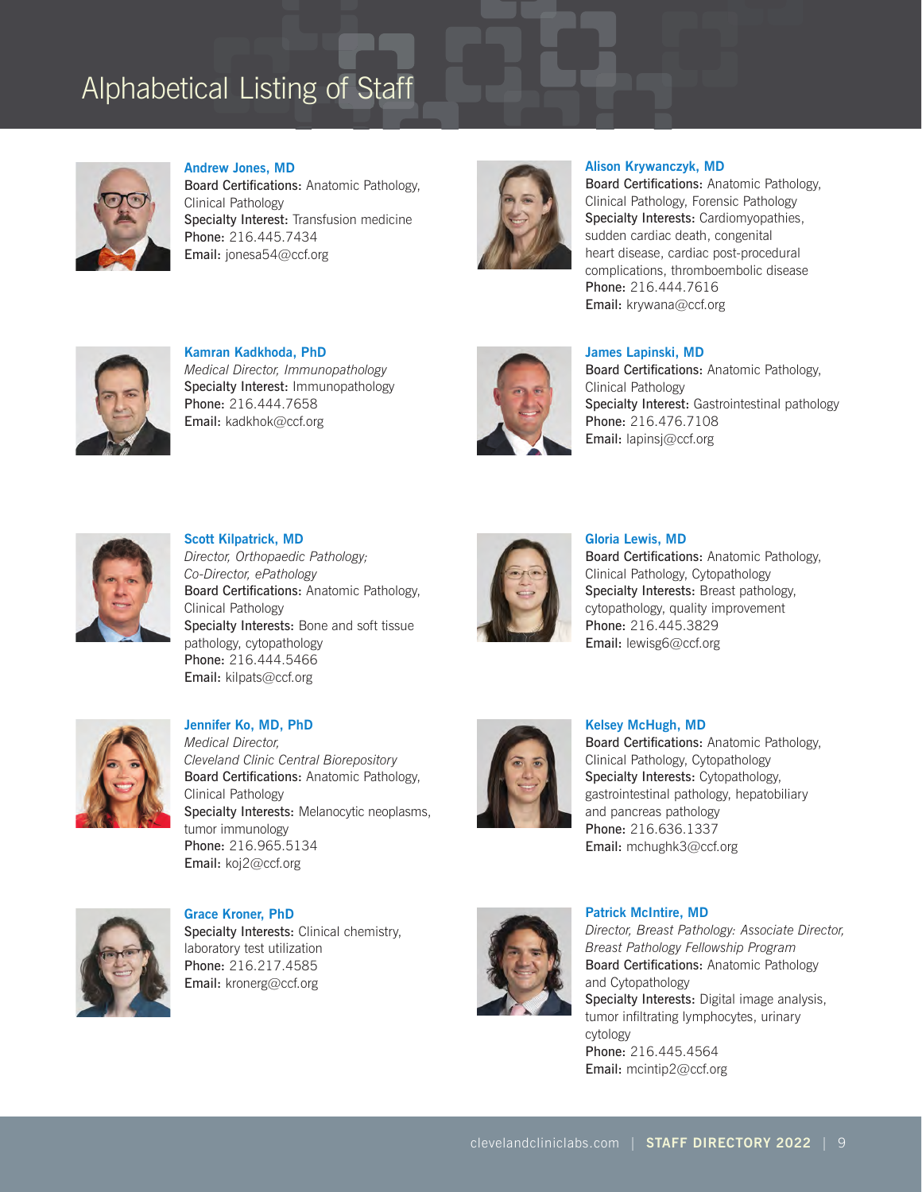# Alphabetical Listing of Staff

### Andrew Jones, MD

**Board Certifications:** Anatomic Pathology, Clinical Pathology
**Specialty Interest:** Transfusion medicine
**Phone:** 216.445.7434
**Email:** jonesa54@ccf.org

### Kamran Kadkhoda, PhD

*Medical Director, Immunopathology*
**Specialty Interest:** Immunopathology
**Phone:** 216.444.7658
**Email:** kadkhok@ccf.org

### Scott Kilpatrick, MD

*Director, Orthopaedic Pathology; Co-Director, ePathology*
**Board Certifications:** Anatomic Pathology, Clinical Pathology
**Specialty Interests:** Bone and soft tissue pathology, cytopathology
**Phone:** 216.444.5466
**Email:** kilpats@ccf.org

### Jennifer Ko, MD, PhD

*Medical Director, Cleveland Clinic Central Biorepository*
**Board Certifications:** Anatomic Pathology, Clinical Pathology
**Specialty Interests:** Melanocytic neoplasms, tumor immunology
**Phone:** 216.965.5134
**Email:** koj2@ccf.org

### Grace Kroner, PhD

**Specialty Interests:** Clinical chemistry, laboratory test utilization
**Phone:** 216.217.4585
**Email:** kronerg@ccf.org

### Alison Krywanczyk, MD

**Board Certifications:** Anatomic Pathology, Clinical Pathology, Forensic Pathology
**Specialty Interests:** Cardiomyopathies, sudden cardiac death, congenital heart disease, cardiac post-procedural complications, thromboembolic disease
**Phone:** 216.444.7616
**Email:** krywana@ccf.org

### James Lapinski, MD

**Board Certifications:** Anatomic Pathology, Clinical Pathology
**Specialty Interest:** Gastrointestinal pathology
**Phone:** 216.476.7108
**Email:** lapinsj@ccf.org

### Gloria Lewis, MD

**Board Certifications:** Anatomic Pathology, Clinical Pathology, Cytopathology
**Specialty Interests:** Breast pathology, cytopathology, quality improvement
**Phone:** 216.445.3829
**Email:** lewisg6@ccf.org

### Kelsey McHugh, MD

**Board Certifications:** Anatomic Pathology, Clinical Pathology, Cytopathology
**Specialty Interests:** Cytopathology, gastrointestinal pathology, hepatobiliary and pancreas pathology
**Phone:** 216.636.1337
**Email:** mchughk3@ccf.org

### Patrick McIntire, MD

*Director, Breast Pathology: Associate Director, Breast Pathology Fellowship Program*
**Board Certifications:** Anatomic Pathology and Cytopathology
**Specialty Interests:** Digital image analysis, tumor infiltrating lymphocytes, urinary cytology
**Phone:** 216.445.4564
**Email:** mcintip2@ccf.org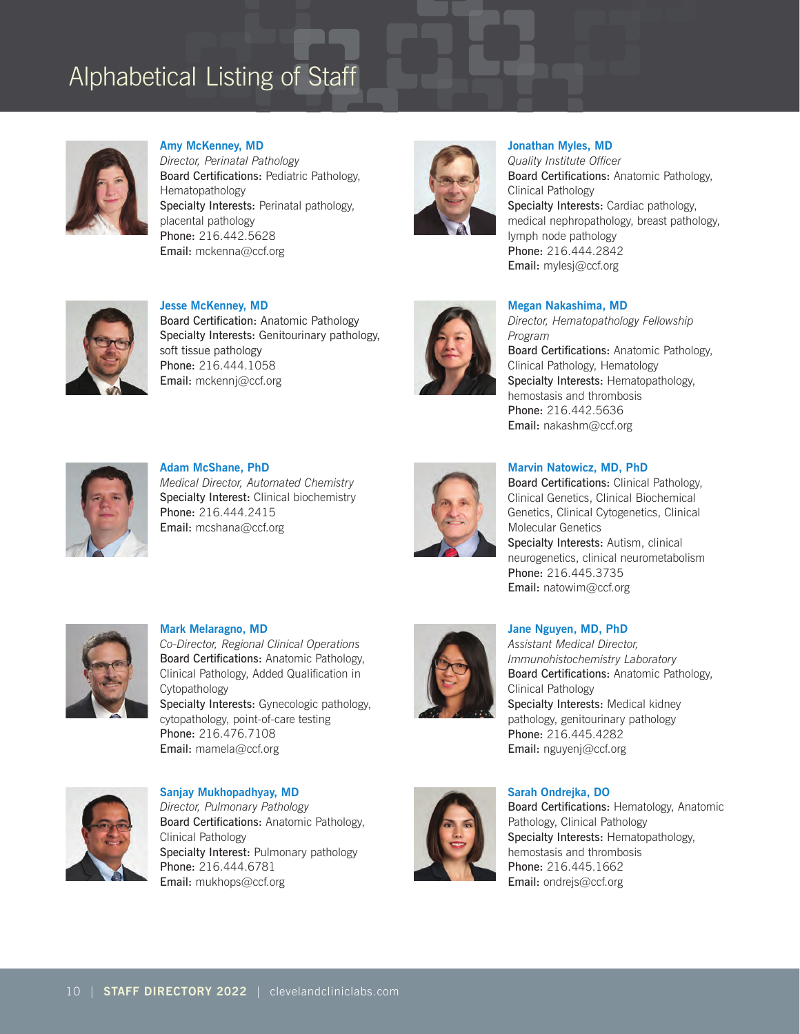# Alphabetical Listing of Staff

**Amy McKenney, MD**
*Director, Perinatal Pathology*
**Board Certifications:** Pediatric Pathology, Hematopathology
**Specialty Interests:** Perinatal pathology, placental pathology
**Phone:** 216.442.5628
**Email:** mckenna@ccf.org

**Jesse McKenney, MD**
**Board Certification:** Anatomic Pathology
**Specialty Interests:** Genitourinary pathology, soft tissue pathology
**Phone:** 216.444.1058
**Email:** mckennj@ccf.org

**Adam McShane, PhD**
*Medical Director, Automated Chemistry*
**Specialty Interest:** Clinical biochemistry
**Phone:** 216.444.2415
**Email:** mcshana@ccf.org

**Mark Melaragno, MD**
*Co-Director, Regional Clinical Operations*
**Board Certifications:** Anatomic Pathology, Clinical Pathology, Added Qualification in Cytopathology
**Specialty Interests:** Gynecologic pathology, cytopathology, point-of-care testing
**Phone:** 216.476.7108
**Email:** mamela@ccf.org

**Sanjay Mukhopadhyay, MD**
*Director, Pulmonary Pathology*
**Board Certifications:** Anatomic Pathology, Clinical Pathology
**Specialty Interest:** Pulmonary pathology
**Phone:** 216.444.6781
**Email:** mukhops@ccf.org

**Jonathan Myles, MD**
*Quality Institute Officer*
**Board Certifications:** Anatomic Pathology, Clinical Pathology
**Specialty Interests:** Cardiac pathology, medical nephropathology, breast pathology, lymph node pathology
**Phone:** 216.444.2842
**Email:** mylesj@ccf.org

**Megan Nakashima, MD**
*Director, Hematopathology Fellowship Program*
**Board Certifications:** Anatomic Pathology, Clinical Pathology, Hematology
**Specialty Interests:** Hematopathology, hemostasis and thrombosis
**Phone:** 216.442.5636
**Email:** nakashm@ccf.org

**Marvin Natowicz, MD, PhD**
**Board Certifications:** Clinical Pathology, Clinical Genetics, Clinical Biochemical Genetics, Clinical Cytogenetics, Clinical Molecular Genetics
**Specialty Interests:** Autism, clinical neurogenetics, clinical neurometabolism
**Phone:** 216.445.3735
**Email:** natowim@ccf.org

**Jane Nguyen, MD, PhD**
*Assistant Medical Director, Immunohistochemistry Laboratory*
**Board Certifications:** Anatomic Pathology, Clinical Pathology
**Specialty Interests:** Medical kidney pathology, genitourinary pathology
**Phone:** 216.445.4282
**Email:** nguyenj@ccf.org

**Sarah Ondrejka, DO**
**Board Certifications:** Hematology, Anatomic Pathology, Clinical Pathology
**Specialty Interests:** Hematopathology, hemostasis and thrombosis
**Phone:** 216.445.1662
**Email:** ondrejs@ccf.org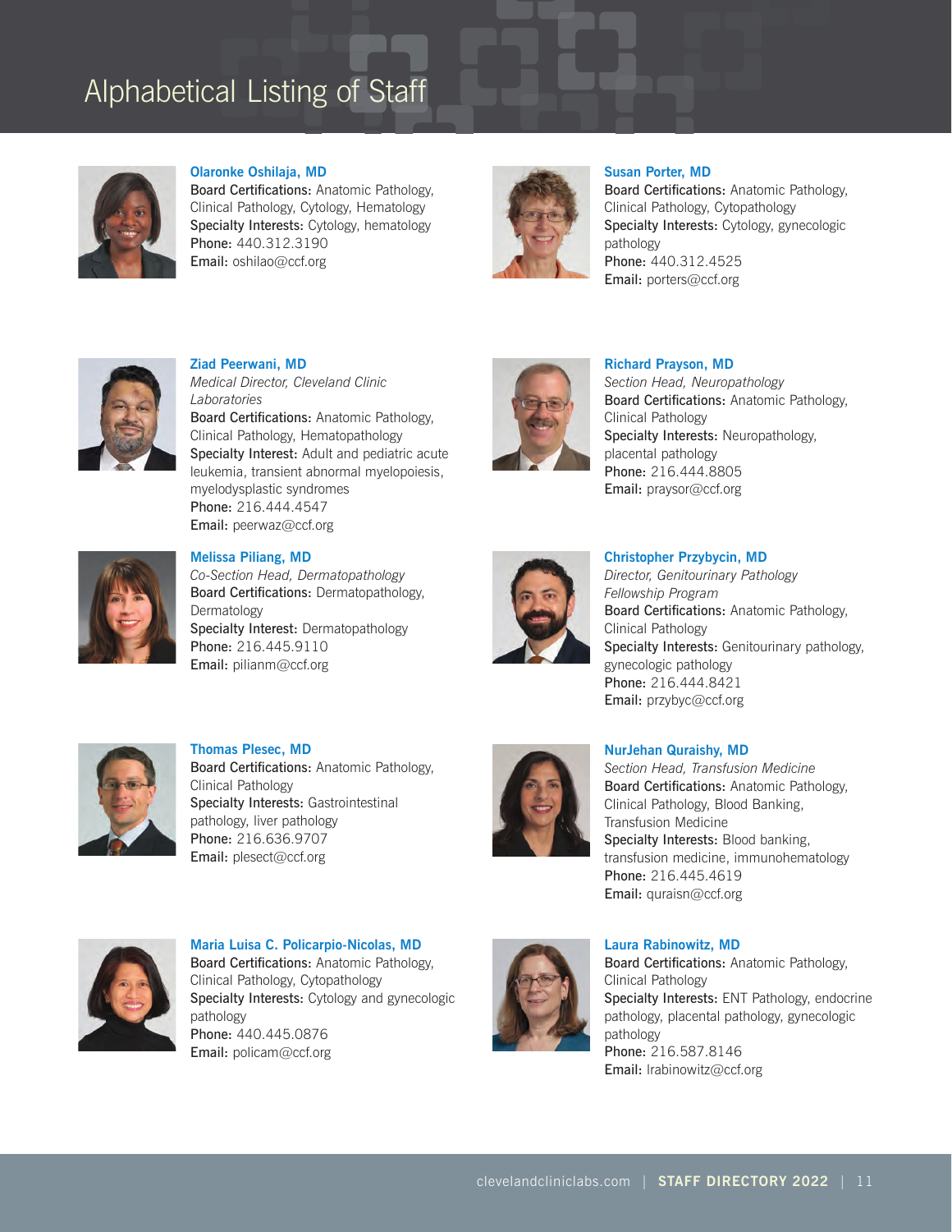# Alphabetical Listing of Staff

**Olaronke Oshilaja, MD**
**Board Certifications:** Anatomic Pathology, Clinical Pathology, Cytology, Hematology
**Specialty Interests:** Cytology, hematology
**Phone:** 440.312.3190
**Email:** oshilao@ccf.org

**Susan Porter, MD**
**Board Certifications:** Anatomic Pathology, Clinical Pathology, Cytopathology
**Specialty Interests:** Cytology, gynecologic pathology
**Phone:** 440.312.4525
**Email:** porters@ccf.org

**Ziad Peerwani, MD**
*Medical Director, Cleveland Clinic Laboratories*
**Board Certifications:** Anatomic Pathology, Clinical Pathology, Hematopathology
**Specialty Interest:** Adult and pediatric acute leukemia, transient abnormal myelopoiesis, myelodysplastic syndromes
**Phone:** 216.444.4547
**Email:** peerwaz@ccf.org

**Richard Prayson, MD**
*Section Head, Neuropathology*
**Board Certifications:** Anatomic Pathology, Clinical Pathology
**Specialty Interests:** Neuropathology, placental pathology
**Phone:** 216.444.8805
**Email:** praysor@ccf.org

**Melissa Piliang, MD**
*Co-Section Head, Dermatopathology*
**Board Certifications:** Dermatopathology, Dermatology
**Specialty Interest:** Dermatopathology
**Phone:** 216.445.9110
**Email:** pilianm@ccf.org

**Christopher Przybycin, MD**
*Director, Genitourinary Pathology Fellowship Program*
**Board Certifications:** Anatomic Pathology, Clinical Pathology
**Specialty Interests:** Genitourinary pathology, gynecologic pathology
**Phone:** 216.444.8421
**Email:** przybyc@ccf.org

**Thomas Plesec, MD**
**Board Certifications:** Anatomic Pathology, Clinical Pathology
**Specialty Interests:** Gastrointestinal pathology, liver pathology
**Phone:** 216.636.9707
**Email:** plesect@ccf.org

**NurJehan Quraishy, MD**
*Section Head, Transfusion Medicine*
**Board Certifications:** Anatomic Pathology, Clinical Pathology, Blood Banking, Transfusion Medicine
**Specialty Interests:** Blood banking, transfusion medicine, immunohematology
**Phone:** 216.445.4619
**Email:** quraisn@ccf.org

**Maria Luisa C. Policarpio-Nicolas, MD**
**Board Certifications:** Anatomic Pathology, Clinical Pathology, Cytopathology
**Specialty Interests:** Cytology and gynecologic pathology
**Phone:** 440.445.0876
**Email:** policam@ccf.org

**Laura Rabinowitz, MD**
**Board Certifications:** Anatomic Pathology, Clinical Pathology
**Specialty Interests:** ENT Pathology, endocrine pathology, placental pathology, gynecologic pathology
**Phone:** 216.587.8146
**Email:** lrabinowitz@ccf.org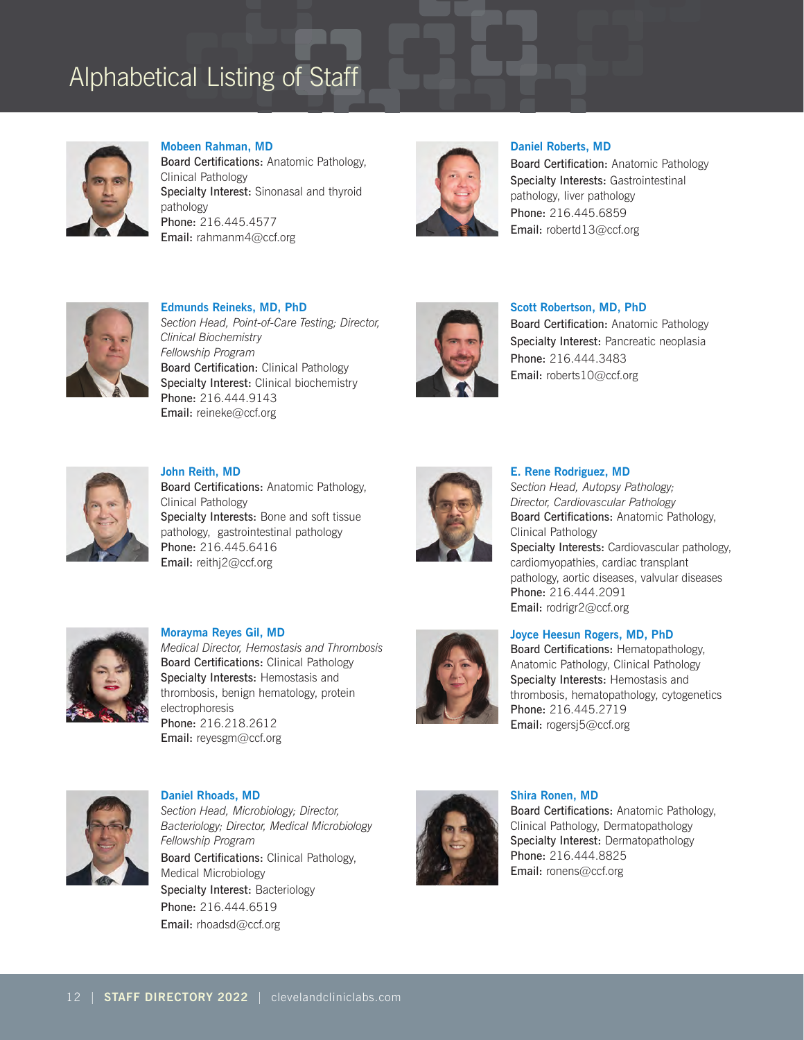# Alphabetical Listing of Staff

**Mobeen Rahman, MD**
**Board Certifications:** Anatomic Pathology, Clinical Pathology
**Specialty Interest:** Sinonasal and thyroid pathology
**Phone:** 216.445.4577
**Email:** rahmanm4@ccf.org

**Daniel Roberts, MD**
**Board Certification:** Anatomic Pathology
**Specialty Interests:** Gastrointestinal pathology, liver pathology
**Phone:** 216.445.6859
**Email:** robertd13@ccf.org

**Edmunds Reineks, MD, PhD**
*Section Head, Point-of-Care Testing; Director, Clinical Biochemistry Fellowship Program*
**Board Certification:** Clinical Pathology
**Specialty Interest:** Clinical biochemistry
**Phone:** 216.444.9143
**Email:** reineke@ccf.org

**Scott Robertson, MD, PhD**
**Board Certification:** Anatomic Pathology
**Specialty Interest:** Pancreatic neoplasia
**Phone:** 216.444.3483
**Email:** roberts10@ccf.org

**John Reith, MD**
**Board Certifications:** Anatomic Pathology, Clinical Pathology
**Specialty Interests:** Bone and soft tissue pathology, gastrointestinal pathology
**Phone:** 216.445.6416
**Email:** reithj2@ccf.org

**E. Rene Rodriguez, MD**
*Section Head, Autopsy Pathology; Director, Cardiovascular Pathology*
**Board Certifications:** Anatomic Pathology, Clinical Pathology
**Specialty Interests:** Cardiovascular pathology, cardiomyopathies, cardiac transplant pathology, aortic diseases, valvular diseases
**Phone:** 216.444.2091
**Email:** rodrigr2@ccf.org

**Morayma Reyes Gil, MD**
*Medical Director, Hemostasis and Thrombosis*
**Board Certifications:** Clinical Pathology
**Specialty Interests:** Hemostasis and thrombosis, benign hematology, protein electrophoresis
**Phone:** 216.218.2612
**Email:** reyesgm@ccf.org

**Joyce Heesun Rogers, MD, PhD**
**Board Certifications:** Hematopathology, Anatomic Pathology, Clinical Pathology
**Specialty Interests:** Hemostasis and thrombosis, hematopathology, cytogenetics
**Phone:** 216.445.2719
**Email:** rogersj5@ccf.org

**Daniel Rhoads, MD**
*Section Head, Microbiology; Director, Bacteriology; Director, Medical Microbiology Fellowship Program*
**Board Certifications:** Clinical Pathology, Medical Microbiology
**Specialty Interest:** Bacteriology
**Phone:** 216.444.6519
**Email:** rhoadsd@ccf.org

**Shira Ronen, MD**
**Board Certifications:** Anatomic Pathology, Clinical Pathology, Dermatopathology
**Specialty Interest:** Dermatopathology
**Phone:** 216.444.8825
**Email:** ronens@ccf.org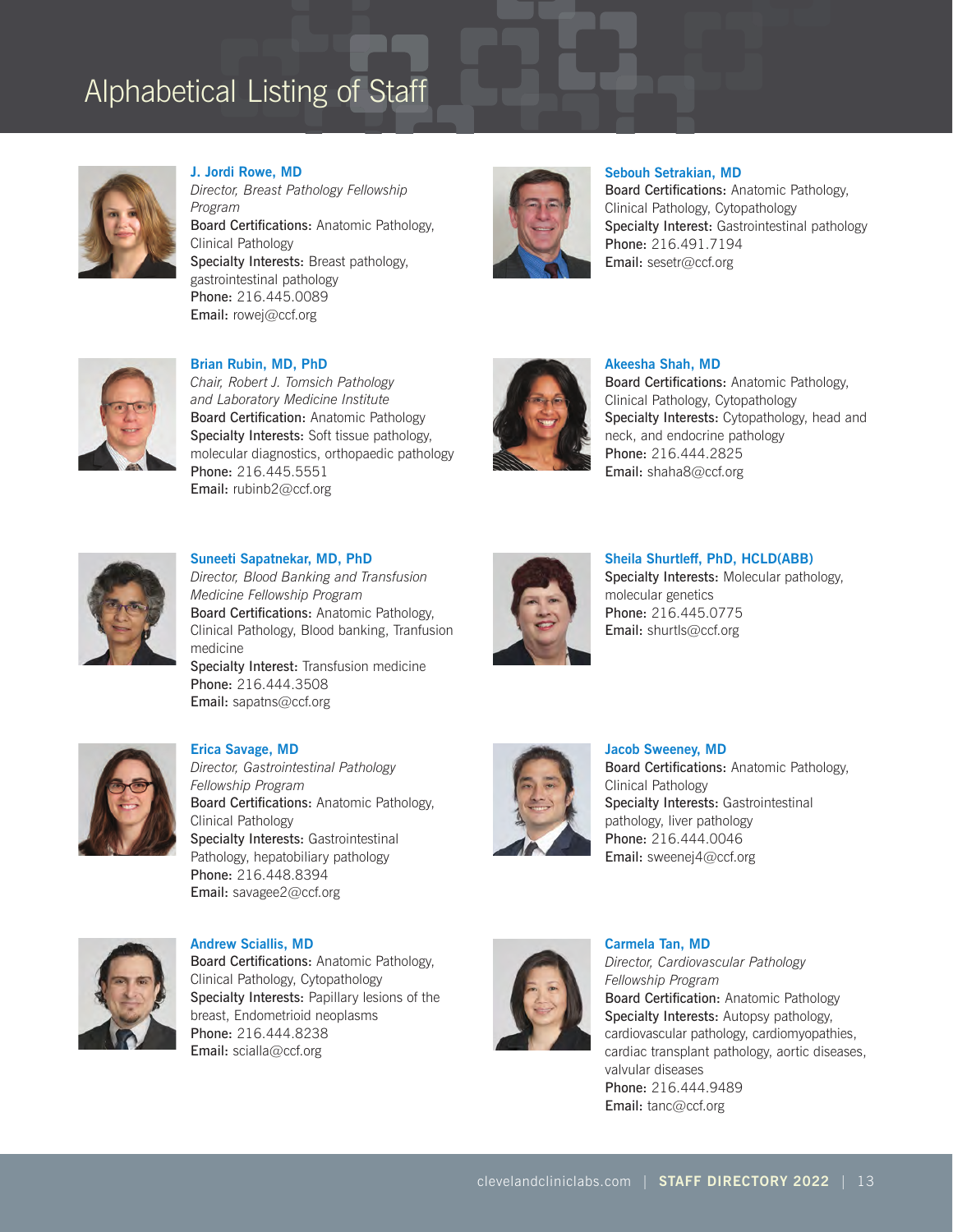# Alphabetical Listing of Staff

**J. Jordi Rowe, MD**
*Director, Breast Pathology Fellowship Program*
Board Certifications: Anatomic Pathology, Clinical Pathology
Specialty Interests: Breast pathology, gastrointestinal pathology
Phone: 216.445.0089
Email: rowej@ccf.org

**Brian Rubin, MD, PhD**
*Chair, Robert J. Tomsich Pathology and Laboratory Medicine Institute*
Board Certification: Anatomic Pathology
Specialty Interests: Soft tissue pathology, molecular diagnostics, orthopaedic pathology
Phone: 216.445.5551
Email: rubinb2@ccf.org

**Suneeti Sapatnekar, MD, PhD**
*Director, Blood Banking and Transfusion Medicine Fellowship Program*
Board Certifications: Anatomic Pathology, Clinical Pathology, Blood banking, Tranfusion medicine
Specialty Interest: Transfusion medicine
Phone: 216.444.3508
Email: sapatns@ccf.org

**Erica Savage, MD**
*Director, Gastrointestinal Pathology Fellowship Program*
Board Certifications: Anatomic Pathology, Clinical Pathology
Specialty Interests: Gastrointestinal Pathology, hepatobiliary pathology
Phone: 216.448.8394
Email: savagee2@ccf.org

**Andrew Sciallis, MD**
Board Certifications: Anatomic Pathology, Clinical Pathology, Cytopathology
Specialty Interests: Papillary lesions of the breast, Endometrioid neoplasms
Phone: 216.444.8238
Email: scialla@ccf.org

**Sebouh Setrakian, MD**
Board Certifications: Anatomic Pathology, Clinical Pathology, Cytopathology
Specialty Interest: Gastrointestinal pathology
Phone: 216.491.7194
Email: sesetr@ccf.org

**Akeesha Shah, MD**
Board Certifications: Anatomic Pathology, Clinical Pathology, Cytopathology
Specialty Interests: Cytopathology, head and neck, and endocrine pathology
Phone: 216.444.2825
Email: shaha8@ccf.org

**Sheila Shurtleff, PhD, HCLD(ABB)**
Specialty Interests: Molecular pathology, molecular genetics
Phone: 216.445.0775
Email: shurtls@ccf.org

**Jacob Sweeney, MD**
Board Certifications: Anatomic Pathology, Clinical Pathology
Specialty Interests: Gastrointestinal pathology, liver pathology
Phone: 216.444.0046
Email: sweenej4@ccf.org

**Carmela Tan, MD**
*Director, Cardiovascular Pathology Fellowship Program*
Board Certification: Anatomic Pathology
Specialty Interests: Autopsy pathology, cardiovascular pathology, cardiomyopathies, cardiac transplant pathology, aortic diseases, valvular diseases
Phone: 216.444.9489
Email: tanc@ccf.org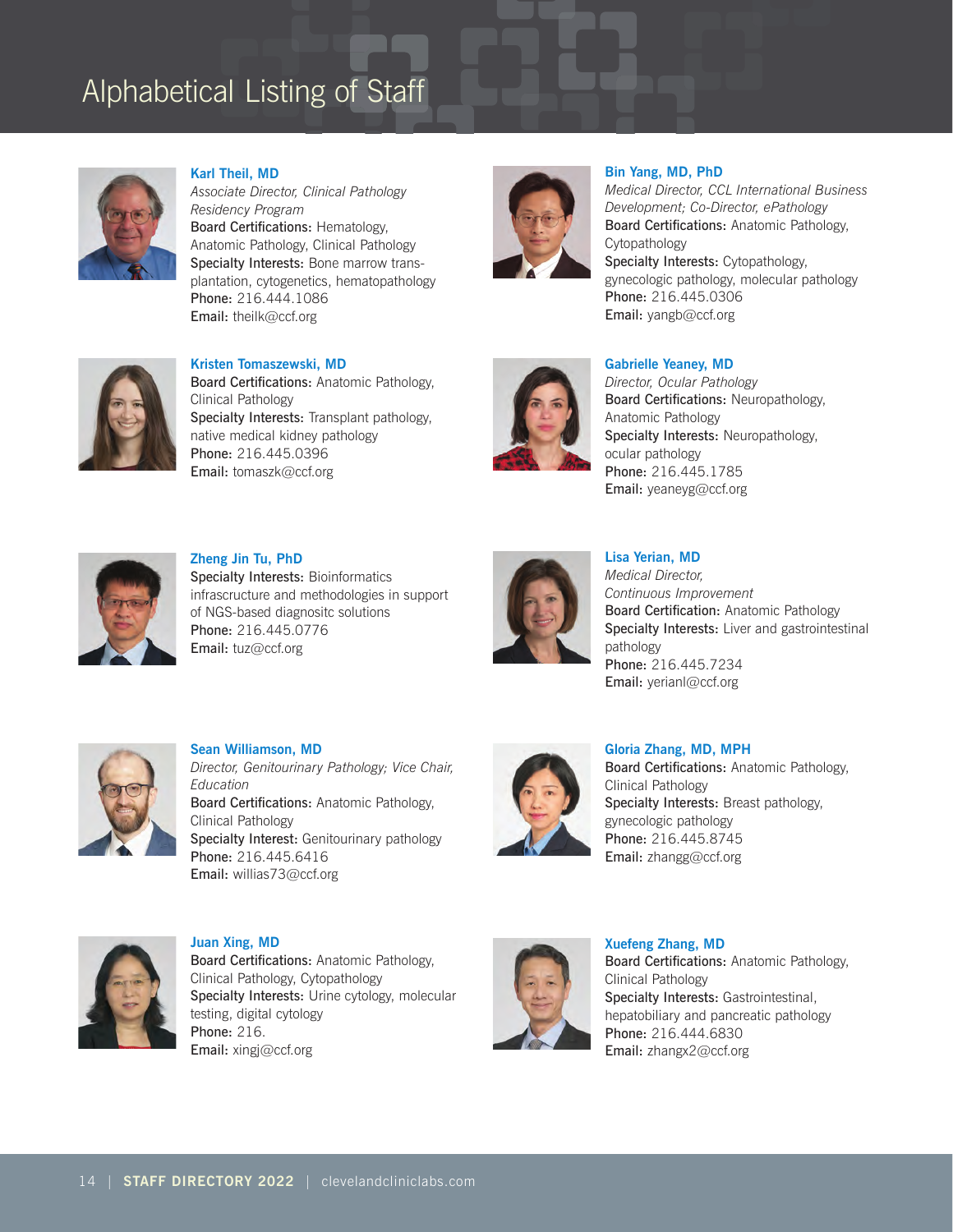# Alphabetical Listing of Staff

**Karl Theil, MD**
*Associate Director, Clinical Pathology Residency Program*
**Board Certifications:** Hematology, Anatomic Pathology, Clinical Pathology
**Specialty Interests:** Bone marrow transplantation, cytogenetics, hematopathology
**Phone:** 216.444.1086
**Email:** theilk@ccf.org

**Kristen Tomaszewski, MD**
**Board Certifications:** Anatomic Pathology, Clinical Pathology
**Specialty Interests:** Transplant pathology, native medical kidney pathology
**Phone:** 216.445.0396
**Email:** tomaszk@ccf.org

**Zheng Jin Tu, PhD**
**Specialty Interests:** Bioinformatics infrascructure and methodologies in support of NGS-based diagnositc solutions
**Phone:** 216.445.0776
**Email:** tuz@ccf.org

**Sean Williamson, MD**
*Director, Genitourinary Pathology; Vice Chair, Education*
**Board Certifications:** Anatomic Pathology, Clinical Pathology
**Specialty Interest:** Genitourinary pathology
**Phone:** 216.445.6416
**Email:** willias73@ccf.org

**Juan Xing, MD**
**Board Certifications:** Anatomic Pathology, Clinical Pathology, Cytopathology
**Specialty Interests:** Urine cytology, molecular testing, digital cytology
**Phone:** 216.
**Email:** xingj@ccf.org

**Bin Yang, MD, PhD**
*Medical Director, CCL International Business Development; Co-Director, ePathology*
**Board Certifications:** Anatomic Pathology, Cytopathology
**Specialty Interests:** Cytopathology, gynecologic pathology, molecular pathology
**Phone:** 216.445.0306
**Email:** yangb@ccf.org

**Gabrielle Yeaney, MD**
*Director, Ocular Pathology*
**Board Certifications:** Neuropathology, Anatomic Pathology
**Specialty Interests:** Neuropathology, ocular pathology
**Phone:** 216.445.1785
**Email:** yeaneyg@ccf.org

**Lisa Yerian, MD**
*Medical Director, Continuous Improvement*
**Board Certification:** Anatomic Pathology
**Specialty Interests:** Liver and gastrointestinal pathology
**Phone:** 216.445.7234
**Email:** yerianl@ccf.org

**Gloria Zhang, MD, MPH**
**Board Certifications:** Anatomic Pathology, Clinical Pathology
**Specialty Interests:** Breast pathology, gynecologic pathology
**Phone:** 216.445.8745
**Email:** zhangg@ccf.org

**Xuefeng Zhang, MD**
**Board Certifications:** Anatomic Pathology, Clinical Pathology
**Specialty Interests:** Gastrointestinal, hepatobiliary and pancreatic pathology
**Phone:** 216.444.6830
**Email:** zhangx2@ccf.org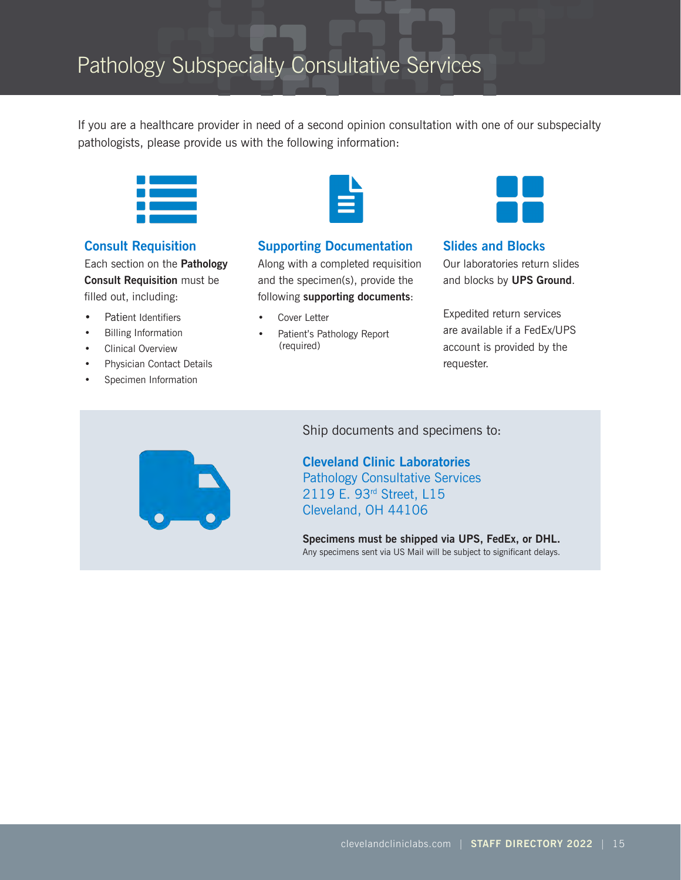# Pathology Subspecialty Consultative Services

If you are a healthcare provider in need of a second opinion consultation with one of our subspecialty pathologists, please provide us with the following information:

### Consult Requisition

Each section on the **Pathology Consult Requisition** must be filled out, including:

- Patient Identifiers
- Billing Information
- Clinical Overview
- Physician Contact Details
- Specimen Information

### Supporting Documentation

Along with a completed requisition and the specimen(s), provide the following **supporting documents**:

- Cover Letter
- Patient's Pathology Report (required)

### Slides and Blocks

Our laboratories return slides and blocks by **UPS Ground**.

Expedited return services are available if a FedEx/UPS account is provided by the requester.

Ship documents and specimens to:

**Cleveland Clinic Laboratories**
Pathology Consultative Services
2119 E. 93rd Street, L15
Cleveland, OH 44106

**Specimens must be shipped via UPS, FedEx, or DHL.**
Any specimens sent via US Mail will be subject to significant delays.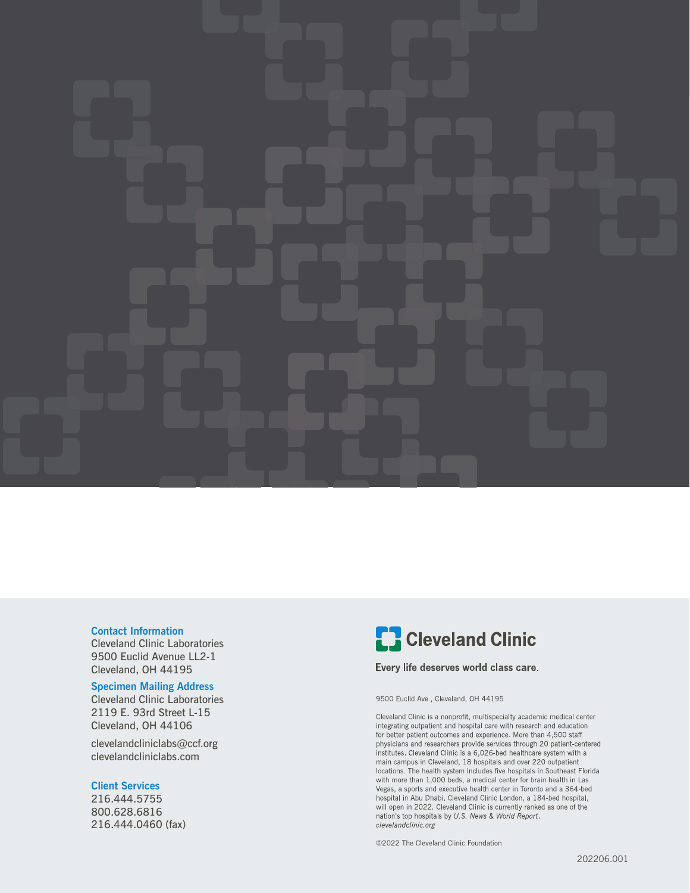### Contact Information

Cleveland Clinic Laboratories
9500 Euclid Avenue LL2-1
Cleveland, OH 44195

### Specimen Mailing Address

Cleveland Clinic Laboratories
2119 E. 93rd Street L-15
Cleveland, OH 44106

clevelandcliniclabs@ccf.org
clevelandcliniclabs.com

### Client Services

216.444.5755
800.628.6816
216.444.0460 (fax)

**Cleveland Clinic**

**Every life deserves world class care.**

9500 Euclid Ave., Cleveland, OH 44195

Cleveland Clinic is a nonprofit, multispecialty academic medical center integrating outpatient and hospital care with research and education for better patient outcomes and experience. More than 4,500 staff physicians and researchers provide services through 20 patient-centered institutes. Cleveland Clinic is a 6,026-bed healthcare system with a main campus in Cleveland, 18 hospitals and over 220 outpatient locations. The health system includes five hospitals in Southeast Florida with more than 1,000 beds, a medical center for brain health in Las Vegas, a sports and executive health center in Toronto and a 364-bed hospital in Abu Dhabi. Cleveland Clinic London, a 184-bed hospital, will open in 2022. Cleveland Clinic is currently ranked as one of the nation's top hospitals by *U.S. News & World Report*.
*clevelandclinic.org*

©2022 The Cleveland Clinic Foundation

202206.001